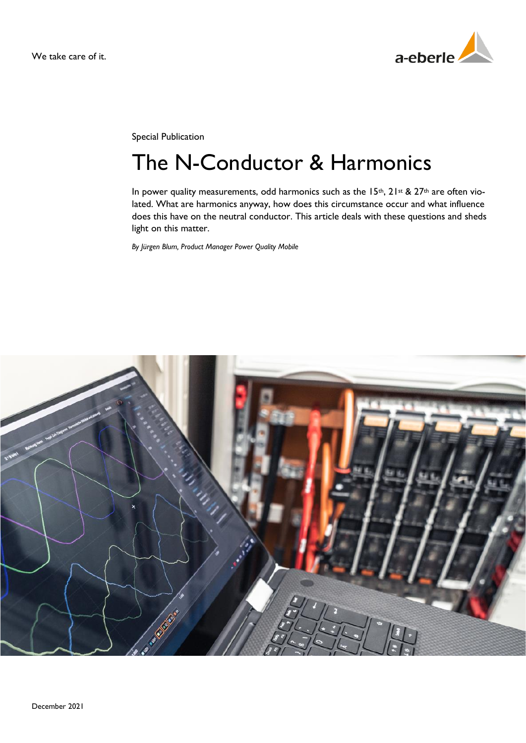We take care of it.

Special Publication

# The N-Conductor & Harmonics

In power quality measurements, odd harmonics such as the 15th, 21st & 27th are often violated. What are harmonics anyway, how does this circumstance occur and what influence does this have on the neutral conductor. This article deals with these questions and sheds light on this matter.

*By Jürgen Blum, Product Manager Power Quality Mobile*

December 2021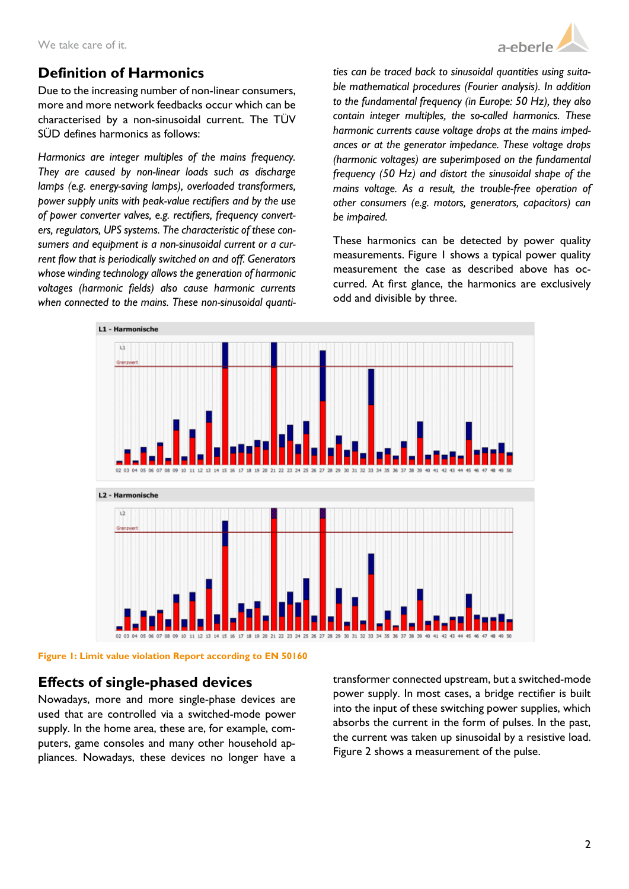## Definition of Harmonics

Due to the increasing number of non-linear consumers, more and more network feedbacks occur which can be characterised by a non-sinusoidal current. The TÜV SÜD defines harmonics as follows:

*Harmonics are integer multiples of the mains frequency. They are caused by non-linear loads such as discharge lamps (e.g. energy-saving lamps), overloaded transformers, power supply units with peak-value rectifiers and by the use of power converter valves, e.g. rectifiers, frequency converters, regulators, UPS systems. The characteristic of these consumers and equipment is a non-sinusoidal current or a current flow that is periodically switched on and off. Generators whose winding technology allows the generation of harmonic voltages (harmonic fields) also cause harmonic currents when connected to the mains. These non-sinusoidal quantities can be traced back to sinusoidal quantities using suitable mathematical procedures (Fourier analysis). In addition to the fundamental frequency (in Europe: 50 Hz), they also contain integer multiples, the so-called harmonics. These harmonic currents cause voltage drops at the mains impedances or at the generator impedance. These voltage drops (harmonic voltages) are superimposed on the fundamental frequency (50 Hz) and distort the sinusoidal shape of the mains voltage. As a result, the trouble-free operation of other consumers (e.g. motors, generators, capacitors) can be impaired.*

These harmonics can be detected by power quality measurements. Figure 1 shows a typical power quality measurement the case as described above has occurred. At first glance, the harmonics are exclusively odd and divisible by three.

**Figure 1: Limit value violation Report according to EN 50160**

## Effects of single-phased devices

Nowadays, more and more single-phase devices are used that are controlled via a switched-mode power supply. In the home area, these are, for example, computers, game consoles and many other household appliances. Nowadays, these devices no longer have a transformer connected upstream, but a switched-mode power supply. In most cases, a bridge rectifier is built into the input of these switching power supplies, which absorbs the current in the form of pulses. In the past, the current was taken up sinusoidal by a resistive load. Figure 2 shows a measurement of the pulse.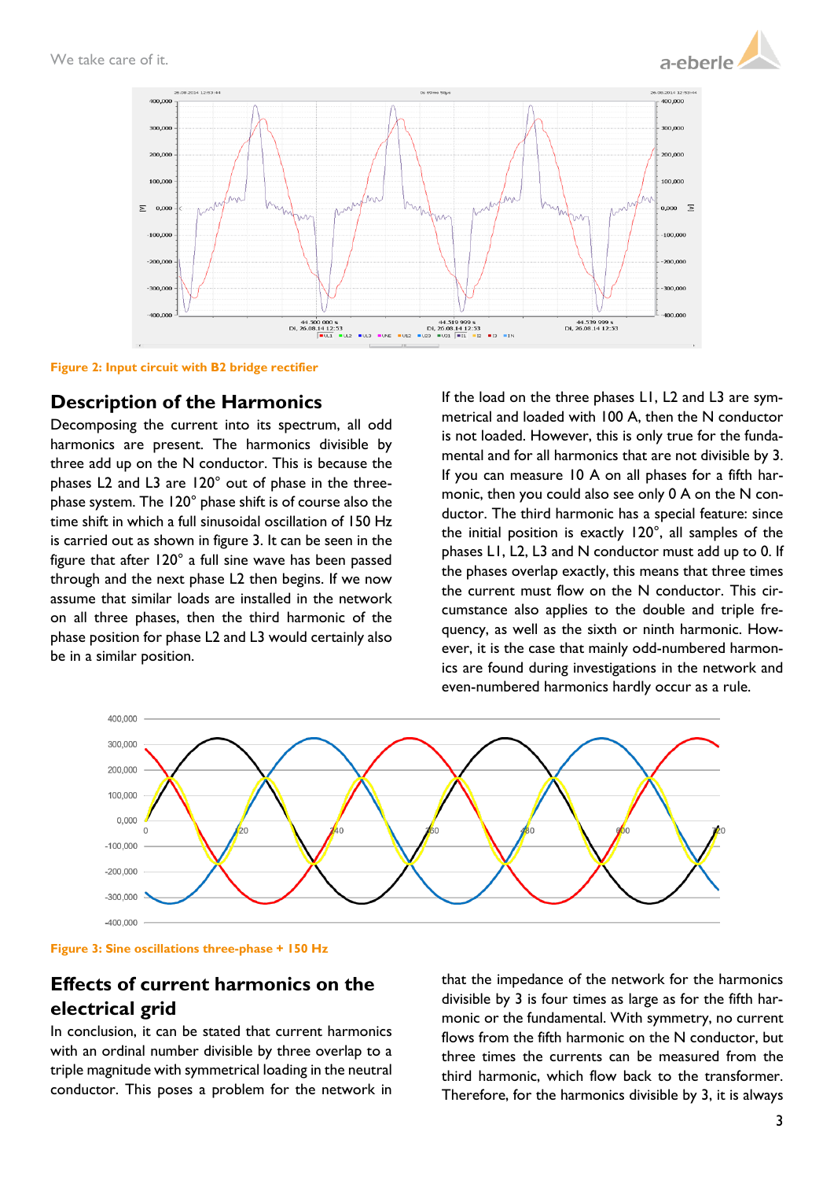Figure 2: Input circuit with B2 bridge rectifier

## Description of the Harmonics

Decomposing the current into its spectrum, all odd harmonics are present. The harmonics divisible by three add up on the N conductor. This is because the phases L2 and L3 are 120° out of phase in the three-phase system. The 120° phase shift is of course also the time shift in which a full sinusoidal oscillation of 150 Hz is carried out as shown in figure 3. It can be seen in the figure that after 120° a full sine wave has been passed through and the next phase L2 then begins. If we now assume that similar loads are installed in the network on all three phases, then the third harmonic of the phase position for phase L2 and L3 would certainly also be in a similar position.

If the load on the three phases L1, L2 and L3 are symmetrical and loaded with 100 A, then the N conductor is not loaded. However, this is only true for the fundamental and for all harmonics that are not divisible by 3. If you can measure 10 A on all phases for a fifth harmonic, then you could also see only 0 A on the N conductor. The third harmonic has a special feature: since the initial position is exactly 120°, all samples of the phases L1, L2, L3 and N conductor must add up to 0. If the phases overlap exactly, this means that three times the current must flow on the N conductor. This circumstance also applies to the double and triple frequency, as well as the sixth or ninth harmonic. However, it is the case that mainly odd-numbered harmonics are found during investigations in the network and even-numbered harmonics hardly occur as a rule.

Figure 3: Sine oscillations three-phase + 150 Hz

## Effects of current harmonics on the electrical grid

In conclusion, it can be stated that current harmonics with an ordinal number divisible by three overlap to a triple magnitude with symmetrical loading in the neutral conductor. This poses a problem for the network in that the impedance of the network for the harmonics divisible by 3 is four times as large as for the fifth harmonic or the fundamental. With symmetry, no current flows from the fifth harmonic on the N conductor, but three times the currents can be measured from the third harmonic, which flow back to the transformer. Therefore, for the harmonics divisible by 3, it is always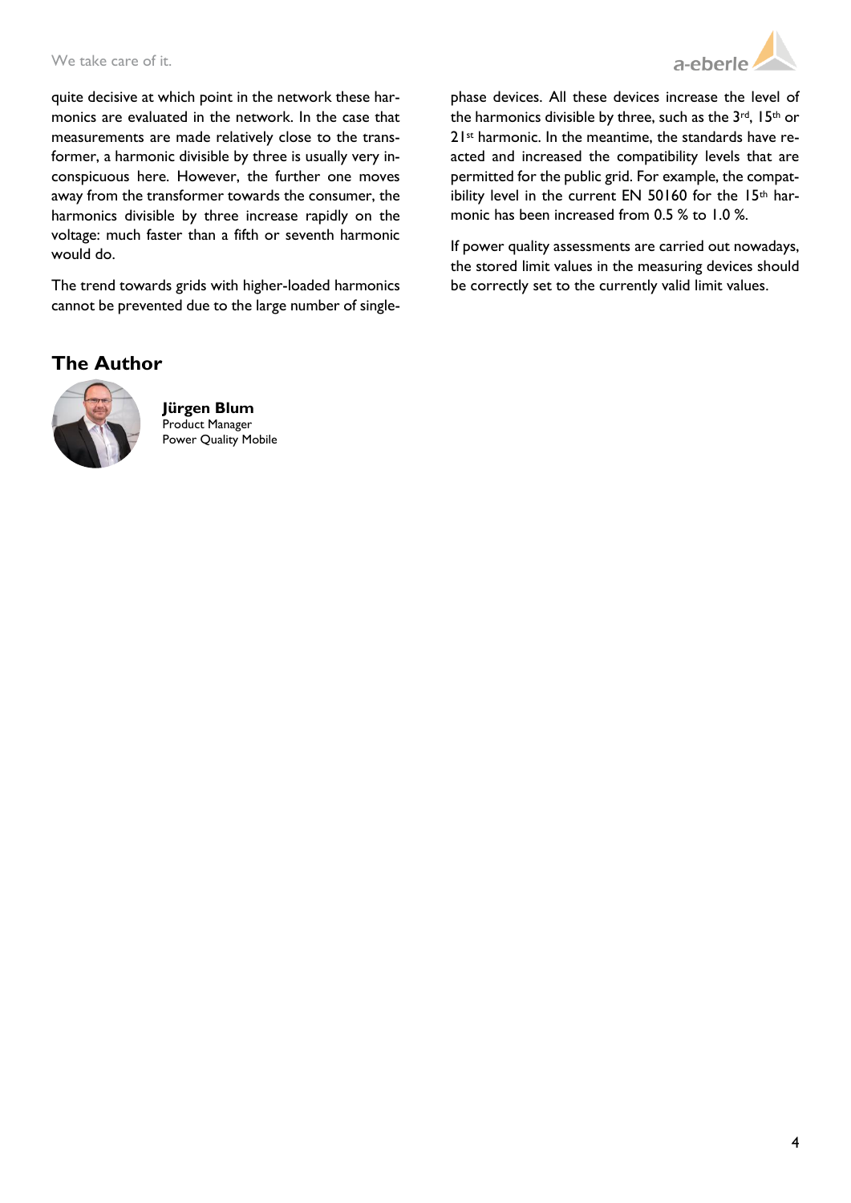quite decisive at which point in the network these harmonics are evaluated in the network. In the case that measurements are made relatively close to the transformer, a harmonic divisible by three is usually very inconspicuous here. However, the further one moves away from the transformer towards the consumer, the harmonics divisible by three increase rapidly on the voltage: much faster than a fifth or seventh harmonic would do.

The trend towards grids with higher-loaded harmonics cannot be prevented due to the large number of single-phase devices. All these devices increase the level of the harmonics divisible by three, such as the 3rd, 15th or 21st harmonic. In the meantime, the standards have reacted and increased the compatibility levels that are permitted for the public grid. For example, the compatibility level in the current EN 50160 for the 15th harmonic has been increased from 0.5 % to 1.0 %.

If power quality assessments are carried out nowadays, the stored limit values in the measuring devices should be correctly set to the currently valid limit values.

## The Author

**Jürgen Blum**
Product Manager
Power Quality Mobile